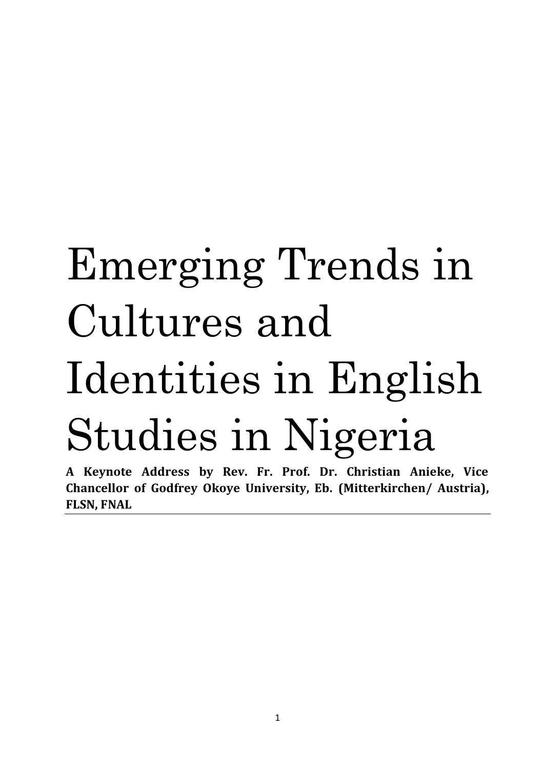# Emerging Trends in Cultures and Identities in English Studies in Nigeria

**A Keynote Address by Rev. Fr. Prof. Dr. Christian Anieke, Vice Chancellor of Godfrey Okoye University, Eb. (Mitterkirchen/ Austria), FLSN, FNAL**

---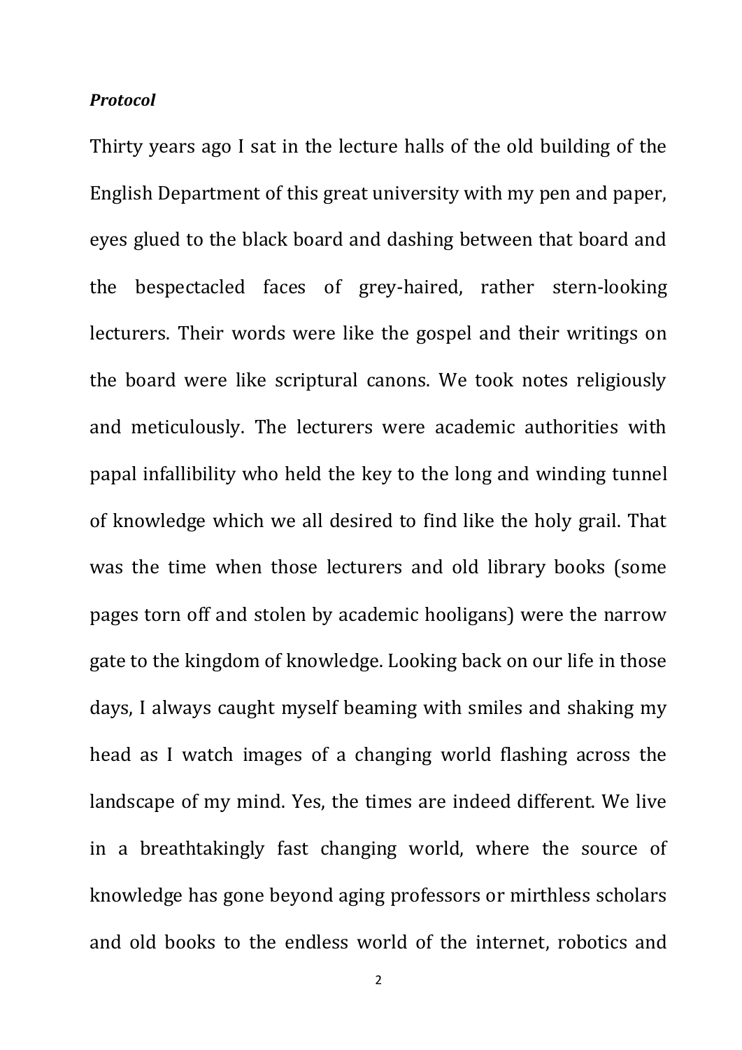***Protocol***

Thirty years ago I sat in the lecture halls of the old building of the English Department of this great university with my pen and paper, eyes glued to the black board and dashing between that board and the bespectacled faces of grey-haired, rather stern-looking lecturers. Their words were like the gospel and their writings on the board were like scriptural canons. We took notes religiously and meticulously. The lecturers were academic authorities with papal infallibility who held the key to the long and winding tunnel of knowledge which we all desired to find like the holy grail. That was the time when those lecturers and old library books (some pages torn off and stolen by academic hooligans) were the narrow gate to the kingdom of knowledge. Looking back on our life in those days, I always caught myself beaming with smiles and shaking my head as I watch images of a changing world flashing across the landscape of my mind. Yes, the times are indeed different. We live in a breathtakingly fast changing world, where the source of knowledge has gone beyond aging professors or mirthless scholars and old books to the endless world of the internet, robotics and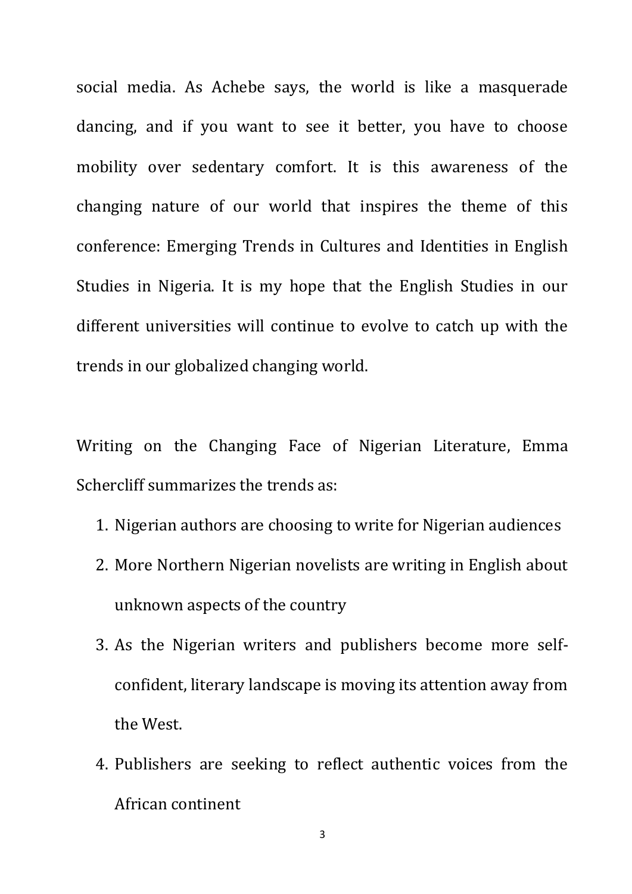social media. As Achebe says, the world is like a masquerade dancing, and if you want to see it better, you have to choose mobility over sedentary comfort. It is this awareness of the changing nature of our world that inspires the theme of this conference: Emerging Trends in Cultures and Identities in English Studies in Nigeria. It is my hope that the English Studies in our different universities will continue to evolve to catch up with the trends in our globalized changing world.

Writing on the Changing Face of Nigerian Literature, Emma Schercliff summarizes the trends as:

1. Nigerian authors are choosing to write for Nigerian audiences
2. More Northern Nigerian novelists are writing in English about unknown aspects of the country
3. As the Nigerian writers and publishers become more self-confident, literary landscape is moving its attention away from the West.
4. Publishers are seeking to reflect authentic voices from the African continent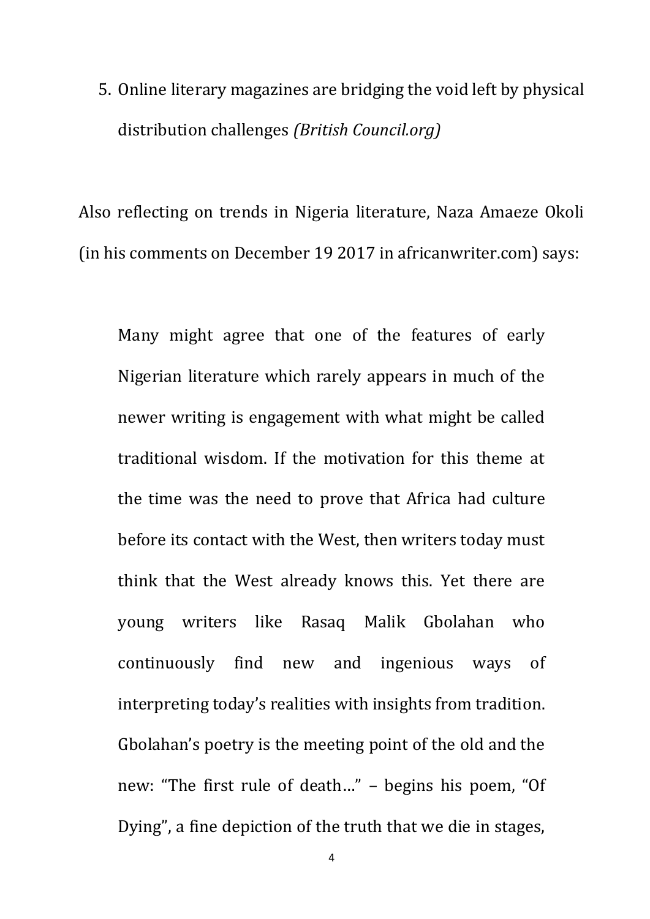5. Online literary magazines are bridging the void left by physical distribution challenges *(British Council.org)*

Also reflecting on trends in Nigeria literature, Naza Amaeze Okoli (in his comments on December 19 2017 in africanwriter.com) says:

> Many might agree that one of the features of early Nigerian literature which rarely appears in much of the newer writing is engagement with what might be called traditional wisdom. If the motivation for this theme at the time was the need to prove that Africa had culture before its contact with the West, then writers today must think that the West already knows this. Yet there are young writers like Rasaq Malik Gbolahan who continuously find new and ingenious ways of interpreting today's realities with insights from tradition. Gbolahan's poetry is the meeting point of the old and the new: "The first rule of death…" – begins his poem, "Of Dying", a fine depiction of the truth that we die in stages,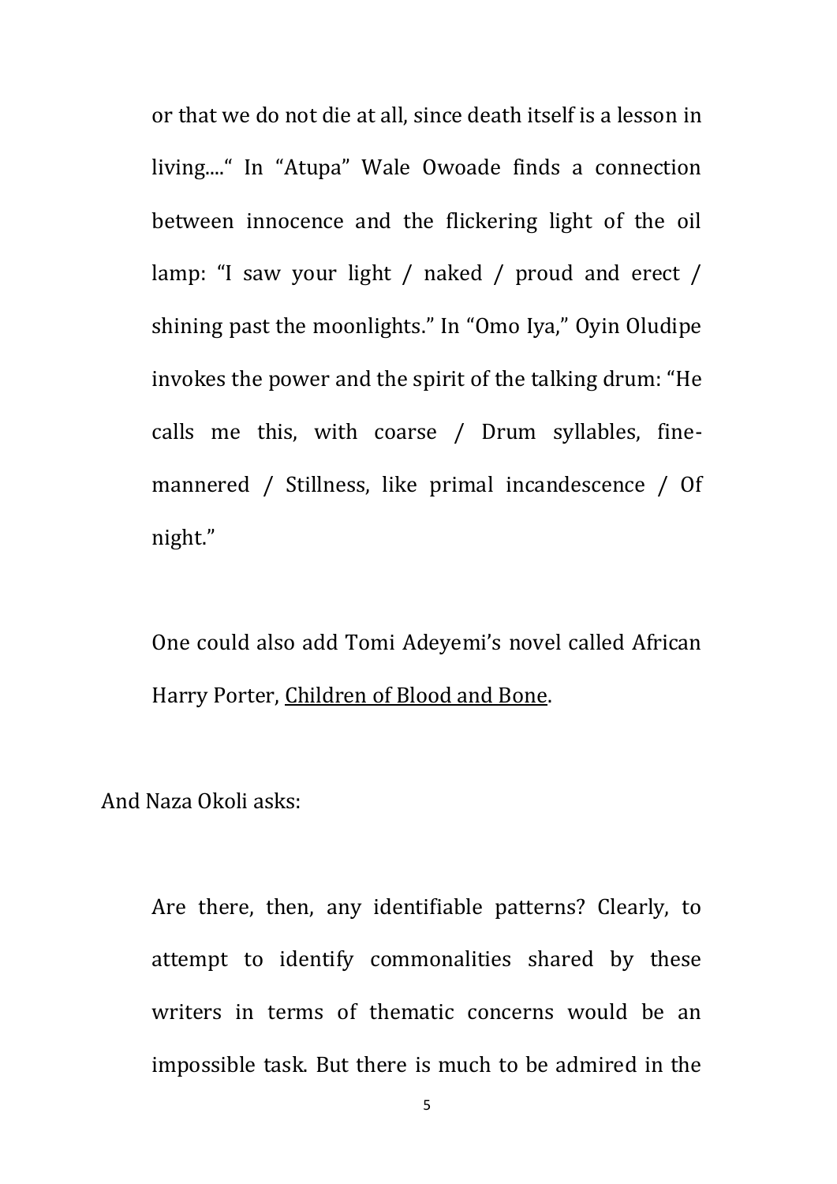or that we do not die at all, since death itself is a lesson in living...." In "Atupa" Wale Owoade finds a connection between innocence and the flickering light of the oil lamp: "I saw your light / naked / proud and erect / shining past the moonlights." In "Omo Iya," Oyin Oludipe invokes the power and the spirit of the talking drum: "He calls me this, with coarse / Drum syllables, fine-mannered / Stillness, like primal incandescence / Of night."

One could also add Tomi Adeyemi's novel called African Harry Porter, <u>Children of Blood and Bone</u>.

And Naza Okoli asks:

> Are there, then, any identifiable patterns? Clearly, to attempt to identify commonalities shared by these writers in terms of thematic concerns would be an impossible task. But there is much to be admired in the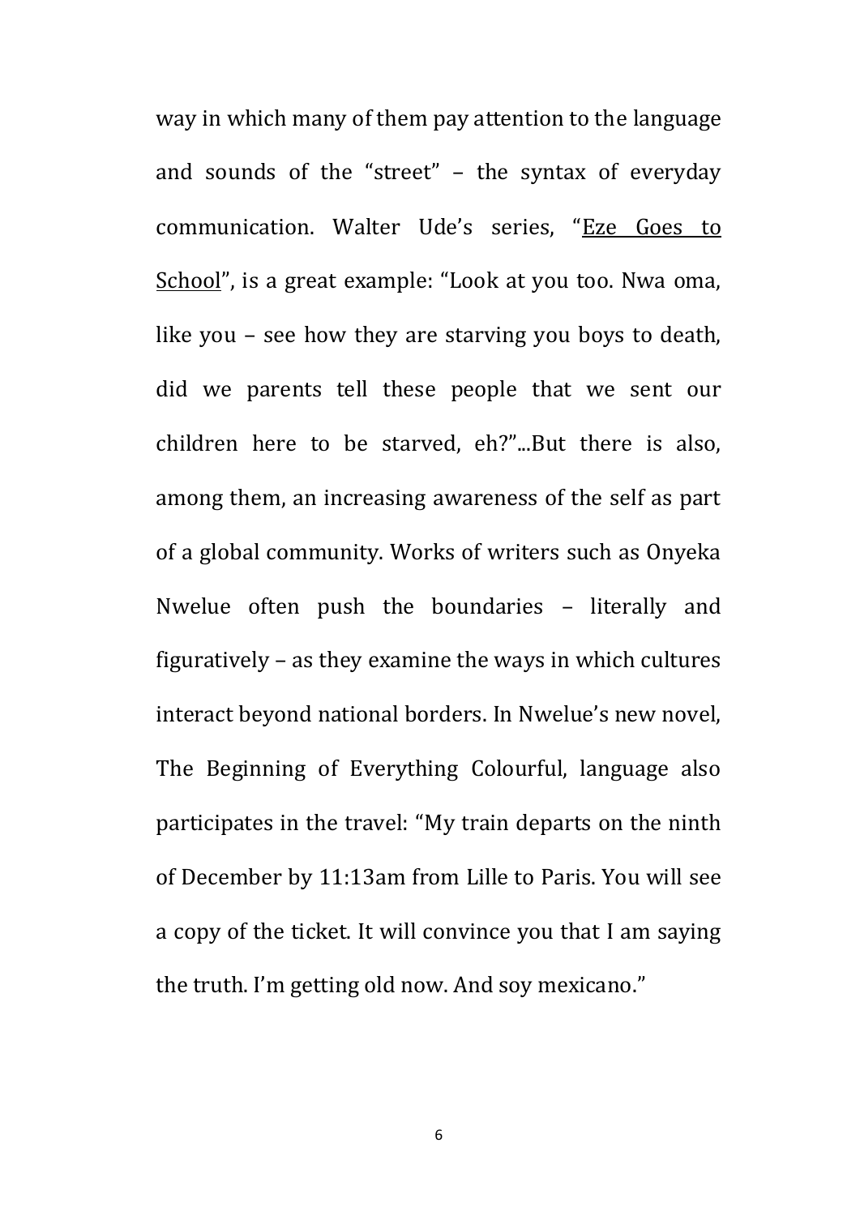way in which many of them pay attention to the language and sounds of the "street" – the syntax of everyday communication. Walter Ude's series, "<u>Eze Goes to School</u>", is a great example: "Look at you too. Nwa oma, like you – see how they are starving you boys to death, did we parents tell these people that we sent our children here to be starved, eh?"...But there is also, among them, an increasing awareness of the self as part of a global community. Works of writers such as Onyeka Nwelue often push the boundaries – literally and figuratively – as they examine the ways in which cultures interact beyond national borders. In Nwelue's new novel, The Beginning of Everything Colourful, language also participates in the travel: "My train departs on the ninth of December by 11:13am from Lille to Paris. You will see a copy of the ticket. It will convince you that I am saying the truth. I'm getting old now. And soy mexicano."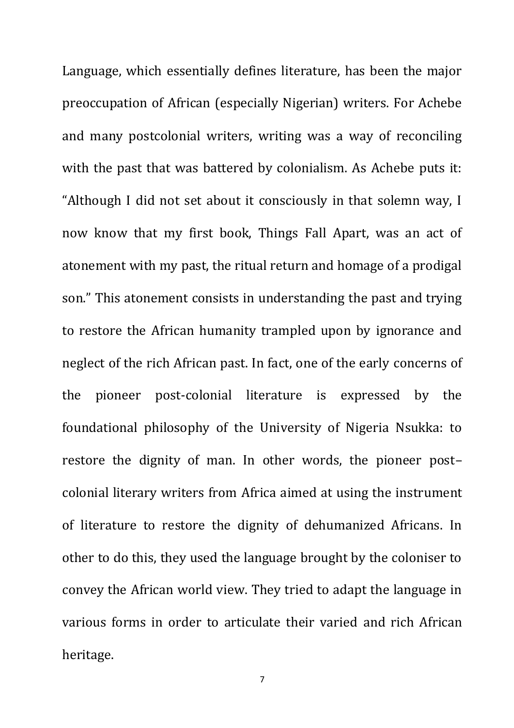Language, which essentially defines literature, has been the major preoccupation of African (especially Nigerian) writers. For Achebe and many postcolonial writers, writing was a way of reconciling with the past that was battered by colonialism. As Achebe puts it: "Although I did not set about it consciously in that solemn way, I now know that my first book, Things Fall Apart, was an act of atonement with my past, the ritual return and homage of a prodigal son." This atonement consists in understanding the past and trying to restore the African humanity trampled upon by ignorance and neglect of the rich African past. In fact, one of the early concerns of the pioneer post-colonial literature is expressed by the foundational philosophy of the University of Nigeria Nsukka: to restore the dignity of man. In other words, the pioneer post–colonial literary writers from Africa aimed at using the instrument of literature to restore the dignity of dehumanized Africans. In other to do this, they used the language brought by the coloniser to convey the African world view. They tried to adapt the language in various forms in order to articulate their varied and rich African heritage.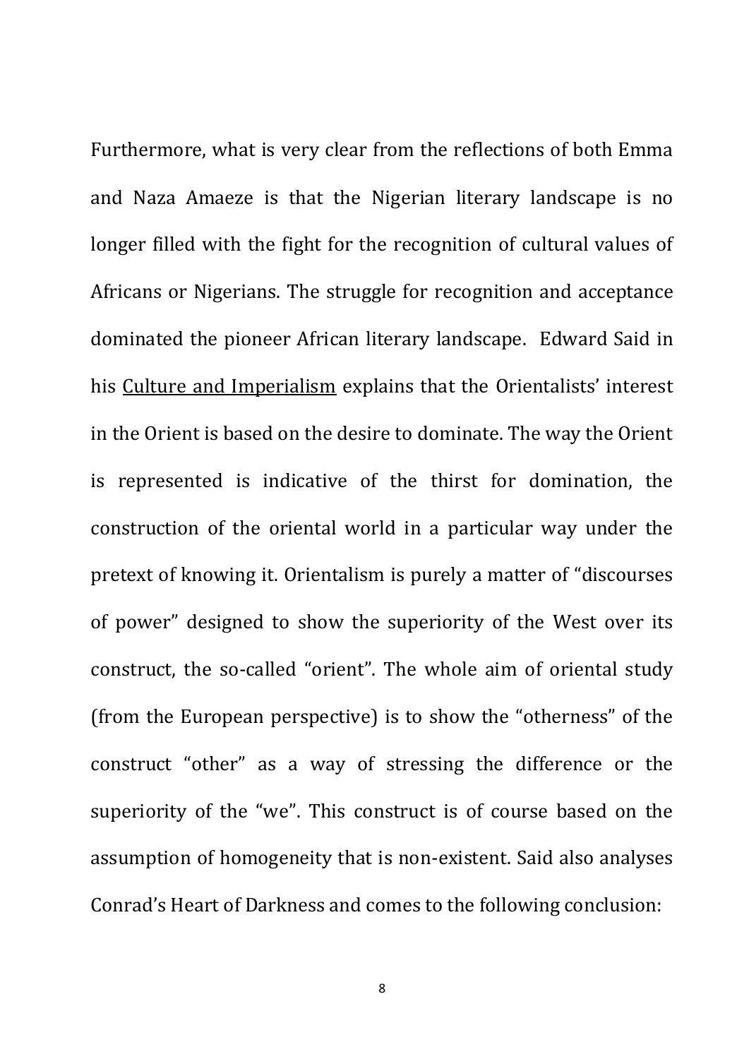Furthermore, what is very clear from the reflections of both Emma and Naza Amaeze is that the Nigerian literary landscape is no longer filled with the fight for the recognition of cultural values of Africans or Nigerians. The struggle for recognition and acceptance dominated the pioneer African literary landscape. Edward Said in his <u>Culture and Imperialism</u> explains that the Orientalists' interest in the Orient is based on the desire to dominate. The way the Orient is represented is indicative of the thirst for domination, the construction of the oriental world in a particular way under the pretext of knowing it. Orientalism is purely a matter of "discourses of power" designed to show the superiority of the West over its construct, the so-called "orient". The whole aim of oriental study (from the European perspective) is to show the "otherness" of the construct "other" as a way of stressing the difference or the superiority of the "we". This construct is of course based on the assumption of homogeneity that is non-existent. Said also analyses Conrad's Heart of Darkness and comes to the following conclusion: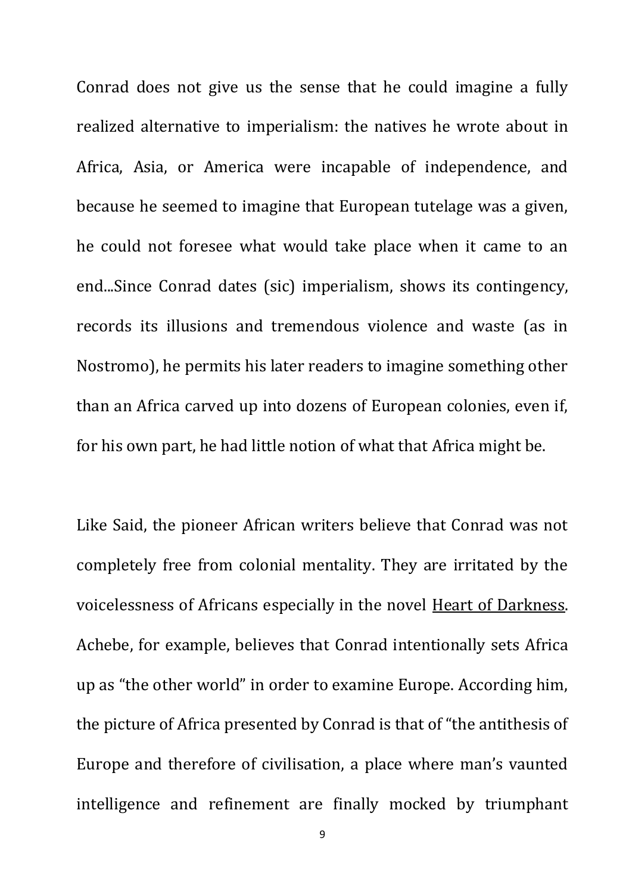Conrad does not give us the sense that he could imagine a fully realized alternative to imperialism: the natives he wrote about in Africa, Asia, or America were incapable of independence, and because he seemed to imagine that European tutelage was a given, he could not foresee what would take place when it came to an end...Since Conrad dates (sic) imperialism, shows its contingency, records its illusions and tremendous violence and waste (as in Nostromo), he permits his later readers to imagine something other than an Africa carved up into dozens of European colonies, even if, for his own part, he had little notion of what that Africa might be.

Like Said, the pioneer African writers believe that Conrad was not completely free from colonial mentality. They are irritated by the voicelessness of Africans especially in the novel <u>Heart of Darkness</u>. Achebe, for example, believes that Conrad intentionally sets Africa up as "the other world" in order to examine Europe. According him, the picture of Africa presented by Conrad is that of "the antithesis of Europe and therefore of civilisation, a place where man's vaunted intelligence and refinement are finally mocked by triumphant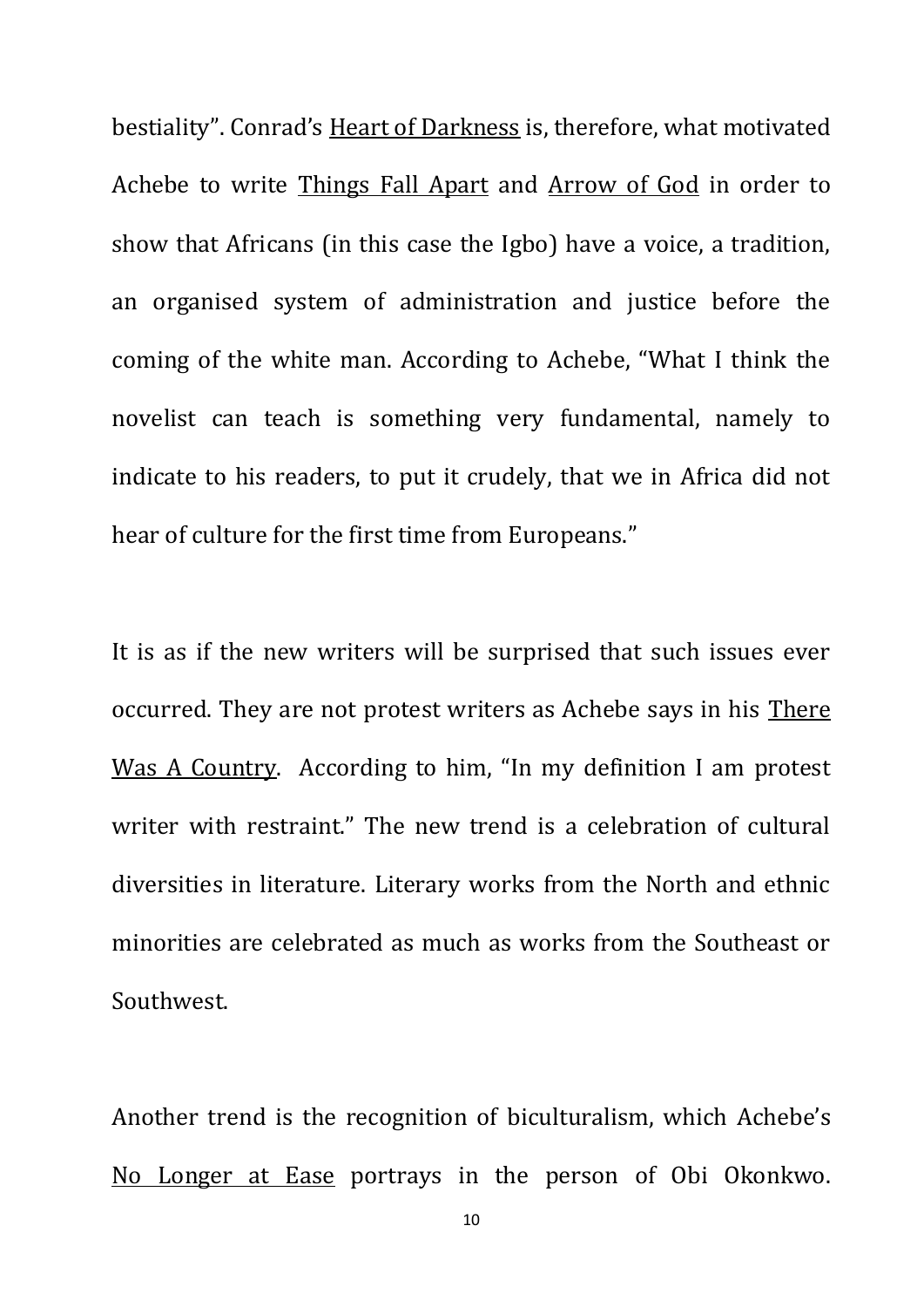bestiality". Conrad's Heart of Darkness is, therefore, what motivated Achebe to write Things Fall Apart and Arrow of God in order to show that Africans (in this case the Igbo) have a voice, a tradition, an organised system of administration and justice before the coming of the white man. According to Achebe, "What I think the novelist can teach is something very fundamental, namely to indicate to his readers, to put it crudely, that we in Africa did not hear of culture for the first time from Europeans."

It is as if the new writers will be surprised that such issues ever occurred. They are not protest writers as Achebe says in his There Was A Country. According to him, "In my definition I am protest writer with restraint." The new trend is a celebration of cultural diversities in literature. Literary works from the North and ethnic minorities are celebrated as much as works from the Southeast or Southwest.

Another trend is the recognition of biculturalism, which Achebe's No Longer at Ease portrays in the person of Obi Okonkwo.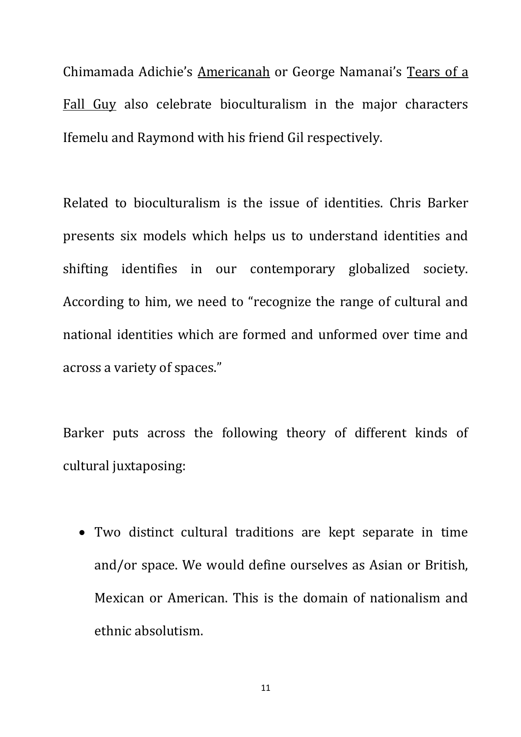Chimamada Adichie's Americanah or George Namanai's Tears of a Fall Guy also celebrate bioculturalism in the major characters Ifemelu and Raymond with his friend Gil respectively.

Related to bioculturalism is the issue of identities. Chris Barker presents six models which helps us to understand identities and shifting identifies in our contemporary globalized society. According to him, we need to "recognize the range of cultural and national identities which are formed and unformed over time and across a variety of spaces."

Barker puts across the following theory of different kinds of cultural juxtaposing:

- Two distinct cultural traditions are kept separate in time and/or space. We would define ourselves as Asian or British, Mexican or American. This is the domain of nationalism and ethnic absolutism.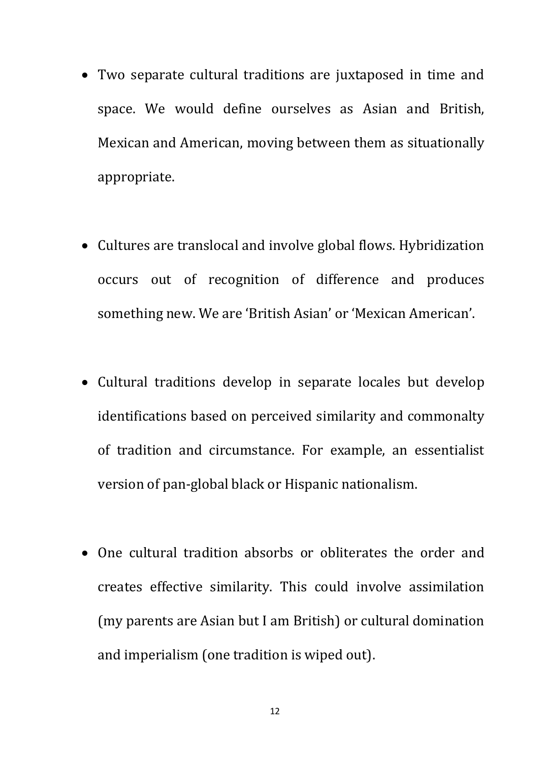- Two separate cultural traditions are juxtaposed in time and space. We would define ourselves as Asian and British, Mexican and American, moving between them as situationally appropriate.

- Cultures are translocal and involve global flows. Hybridization occurs out of recognition of difference and produces something new. We are 'British Asian' or 'Mexican American'.

- Cultural traditions develop in separate locales but develop identifications based on perceived similarity and commonalty of tradition and circumstance. For example, an essentialist version of pan-global black or Hispanic nationalism.

- One cultural tradition absorbs or obliterates the order and creates effective similarity. This could involve assimilation (my parents are Asian but I am British) or cultural domination and imperialism (one tradition is wiped out).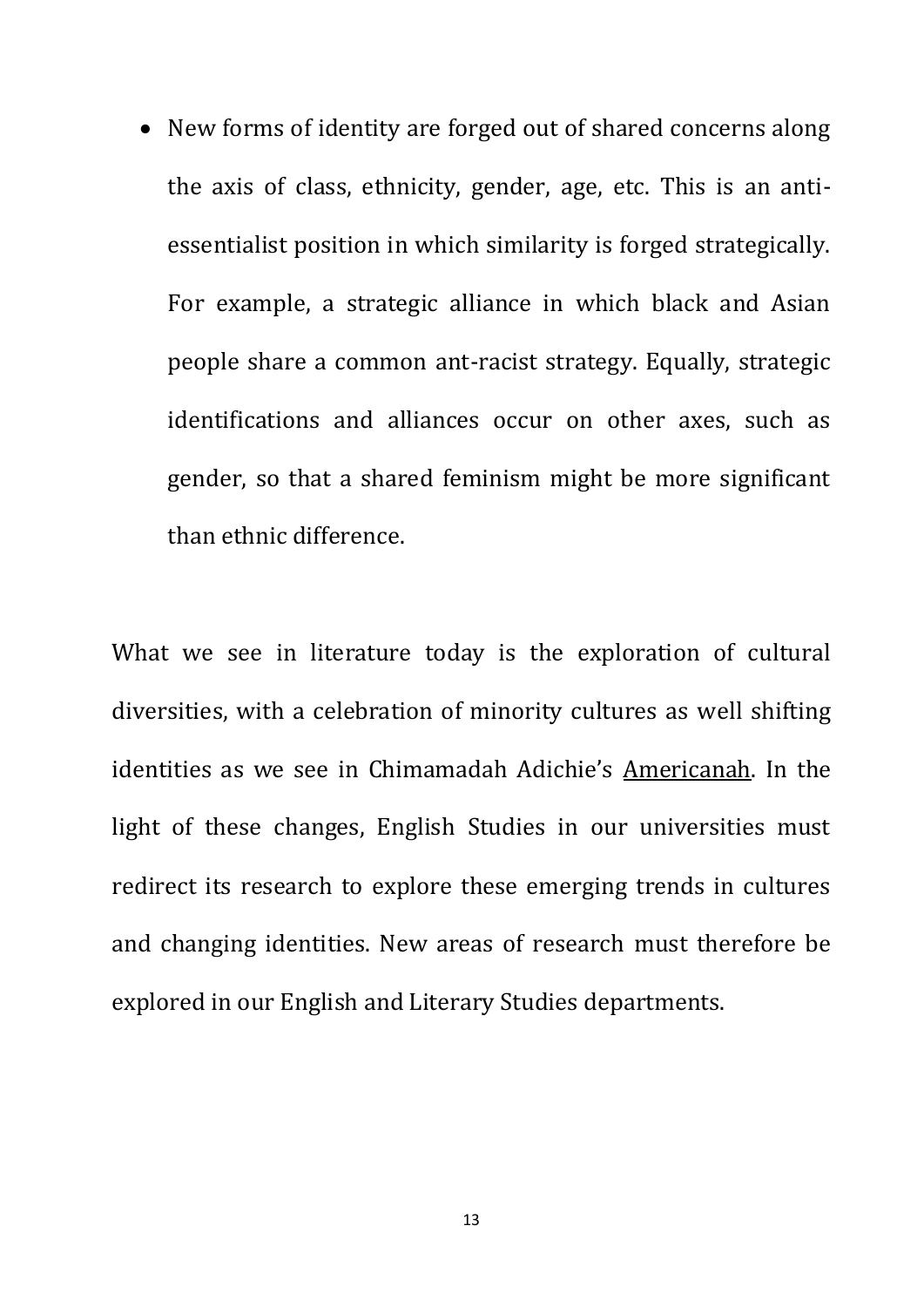- New forms of identity are forged out of shared concerns along the axis of class, ethnicity, gender, age, etc. This is an anti-essentialist position in which similarity is forged strategically. For example, a strategic alliance in which black and Asian people share a common ant-racist strategy. Equally, strategic identifications and alliances occur on other axes, such as gender, so that a shared feminism might be more significant than ethnic difference.

What we see in literature today is the exploration of cultural diversities, with a celebration of minority cultures as well shifting identities as we see in Chimamadah Adichie's <u>Americanah</u>. In the light of these changes, English Studies in our universities must redirect its research to explore these emerging trends in cultures and changing identities. New areas of research must therefore be explored in our English and Literary Studies departments.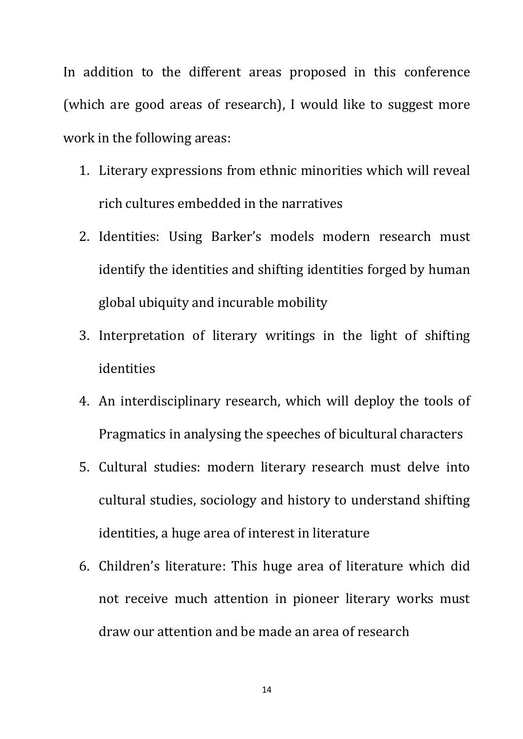In addition to the different areas proposed in this conference (which are good areas of research), I would like to suggest more work in the following areas:

1. Literary expressions from ethnic minorities which will reveal rich cultures embedded in the narratives
2. Identities: Using Barker's models modern research must identify the identities and shifting identities forged by human global ubiquity and incurable mobility
3. Interpretation of literary writings in the light of shifting identities
4. An interdisciplinary research, which will deploy the tools of Pragmatics in analysing the speeches of bicultural characters
5. Cultural studies: modern literary research must delve into cultural studies, sociology and history to understand shifting identities, a huge area of interest in literature
6. Children's literature: This huge area of literature which did not receive much attention in pioneer literary works must draw our attention and be made an area of research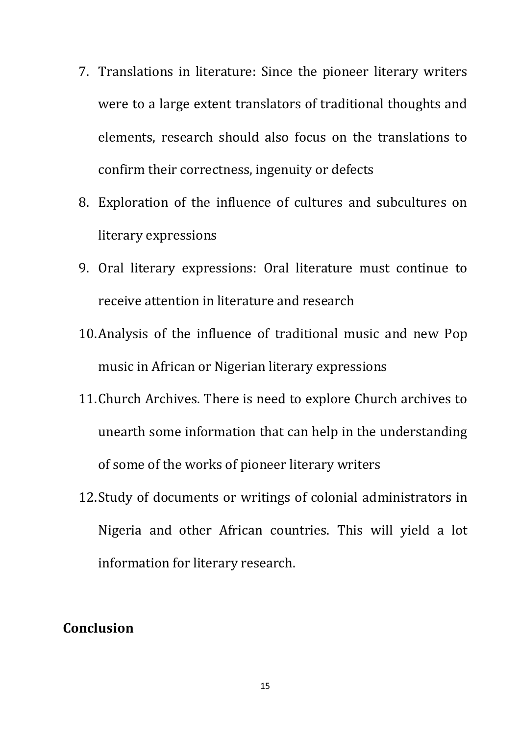7. Translations in literature: Since the pioneer literary writers were to a large extent translators of traditional thoughts and elements, research should also focus on the translations to confirm their correctness, ingenuity or defects
8. Exploration of the influence of cultures and subcultures on literary expressions
9. Oral literary expressions: Oral literature must continue to receive attention in literature and research
10. Analysis of the influence of traditional music and new Pop music in African or Nigerian literary expressions
11. Church Archives. There is need to explore Church archives to unearth some information that can help in the understanding of some of the works of pioneer literary writers
12. Study of documents or writings of colonial administrators in Nigeria and other African countries. This will yield a lot information for literary research.

## Conclusion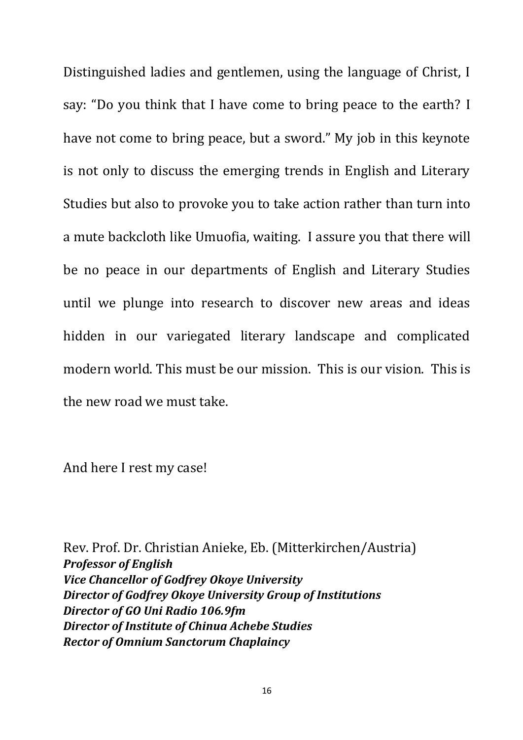Distinguished ladies and gentlemen, using the language of Christ, I say: "Do you think that I have come to bring peace to the earth? I have not come to bring peace, but a sword." My job in this keynote is not only to discuss the emerging trends in English and Literary Studies but also to provoke you to take action rather than turn into a mute backcloth like Umuofia, waiting. I assure you that there will be no peace in our departments of English and Literary Studies until we plunge into research to discover new areas and ideas hidden in our variegated literary landscape and complicated modern world. This must be our mission. This is our vision. This is the new road we must take.

And here I rest my case!

Rev. Prof. Dr. Christian Anieke, Eb. (Mitterkirchen/Austria)
***Professor of English***
***Vice Chancellor of Godfrey Okoye University***
***Director of Godfrey Okoye University Group of Institutions***
***Director of GO Uni Radio 106.9fm***
***Director of Institute of Chinua Achebe Studies***
***Rector of Omnium Sanctorum Chaplaincy***